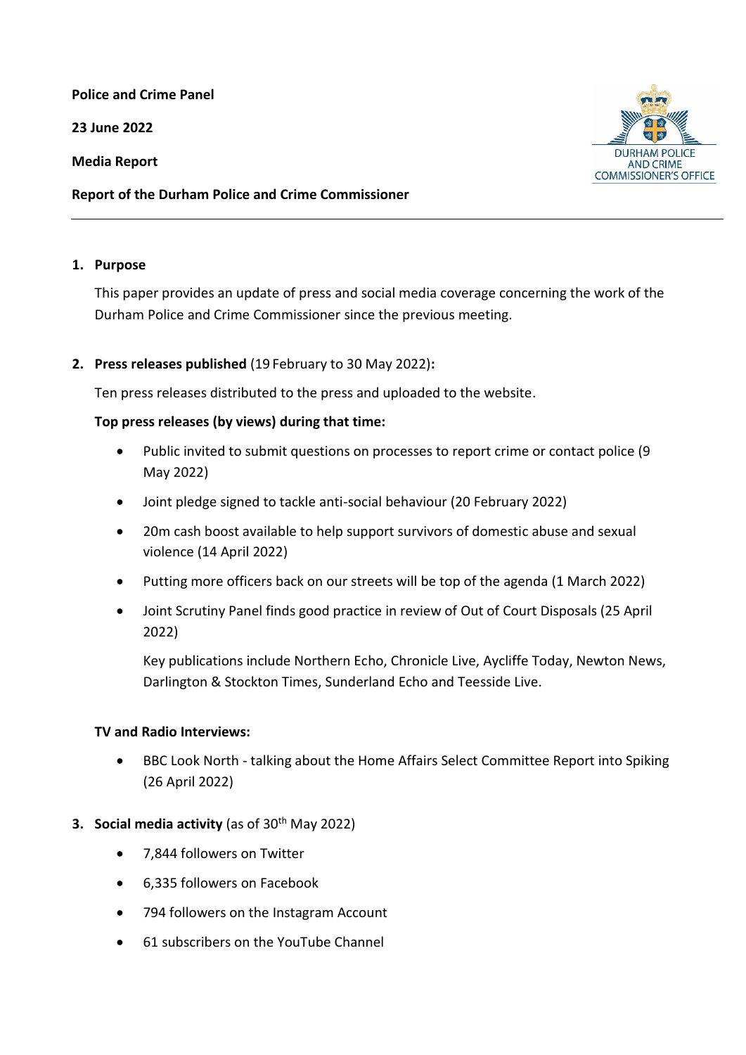**Police and Crime Panel**

**23 June 2022**

**Media Report**

**Report of the Durham Police and Crime Commissioner**

---

1. **Purpose**

   This paper provides an update of press and social media coverage concerning the work of the Durham Police and Crime Commissioner since the previous meeting.

2. **Press releases published** (19 February to 30 May 2022)**:**

   Ten press releases distributed to the press and uploaded to the website.

   **Top press releases (by views) during that time:**

   - Public invited to submit questions on processes to report crime or contact police (9 May 2022)
   - Joint pledge signed to tackle anti-social behaviour (20 February 2022)
   - 20m cash boost available to help support survivors of domestic abuse and sexual violence (14 April 2022)
   - Putting more officers back on our streets will be top of the agenda (1 March 2022)
   - Joint Scrutiny Panel finds good practice in review of Out of Court Disposals (25 April 2022)

     Key publications include Northern Echo, Chronicle Live, Aycliffe Today, Newton News, Darlington & Stockton Times, Sunderland Echo and Teesside Live.

   **TV and Radio Interviews:**

   - BBC Look North - talking about the Home Affairs Select Committee Report into Spiking (26 April 2022)

3. **Social media activity** (as of 30th May 2022)

   - 7,844 followers on Twitter
   - 6,335 followers on Facebook
   - 794 followers on the Instagram Account
   - 61 subscribers on the YouTube Channel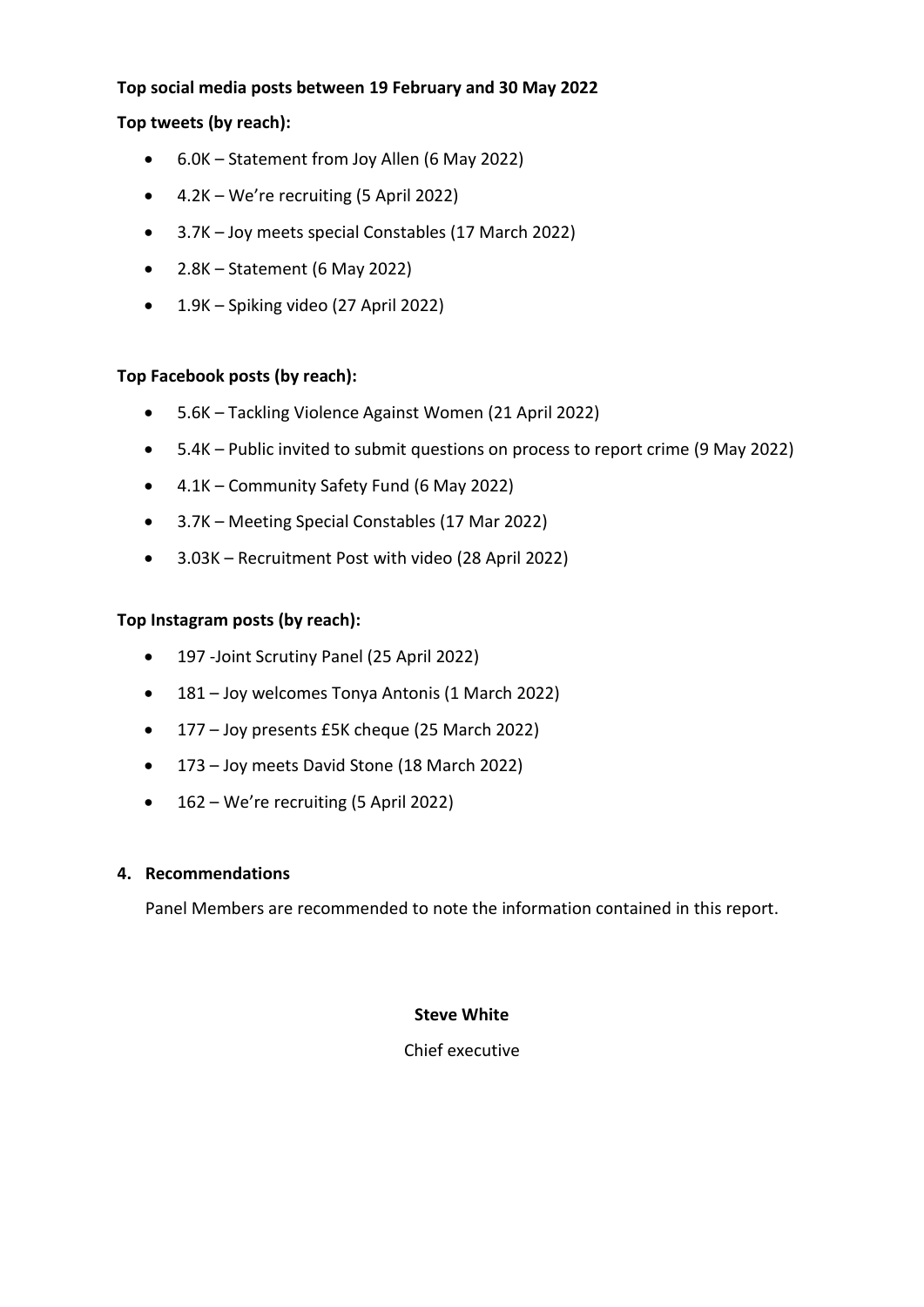**Top social media posts between 19 February and 30 May 2022**

**Top tweets (by reach):**

- 6.0K – Statement from Joy Allen (6 May 2022)
- 4.2K – We're recruiting (5 April 2022)
- 3.7K – Joy meets special Constables (17 March 2022)
- 2.8K – Statement (6 May 2022)
- 1.9K – Spiking video (27 April 2022)

**Top Facebook posts (by reach):**

- 5.6K – Tackling Violence Against Women (21 April 2022)
- 5.4K – Public invited to submit questions on process to report crime (9 May 2022)
- 4.1K – Community Safety Fund (6 May 2022)
- 3.7K – Meeting Special Constables (17 Mar 2022)
- 3.03K – Recruitment Post with video (28 April 2022)

**Top Instagram posts (by reach):**

- 197 -Joint Scrutiny Panel (25 April 2022)
- 181 – Joy welcomes Tonya Antonis (1 March 2022)
- 177 – Joy presents £5K cheque (25 March 2022)
- 173 – Joy meets David Stone (18 March 2022)
- 162 – We're recruiting (5 April 2022)

**4. Recommendations**

Panel Members are recommended to note the information contained in this report.

**Steve White**

Chief executive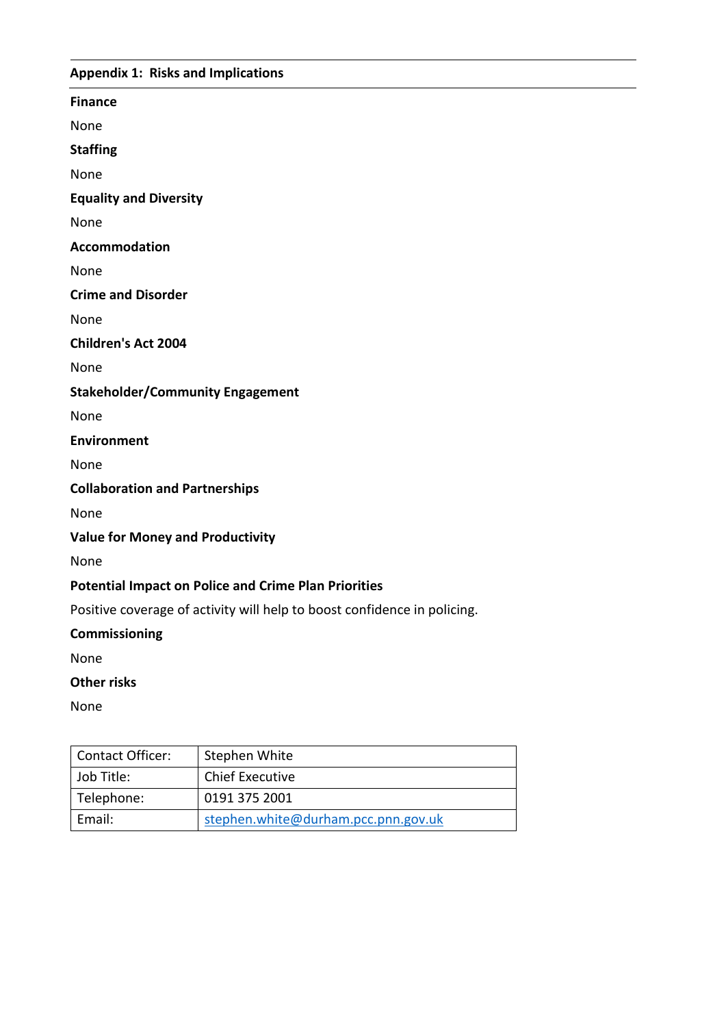## Appendix 1: Risks and Implications

**Finance**

None

**Staffing**

None

**Equality and Diversity**

None

**Accommodation**

None

**Crime and Disorder**

None

**Children's Act 2004**

None

**Stakeholder/Community Engagement**

None

**Environment**

None

**Collaboration and Partnerships**

None

**Value for Money and Productivity**

None

**Potential Impact on Police and Crime Plan Priorities**

Positive coverage of activity will help to boost confidence in policing.

**Commissioning**

None

**Other risks**

None

| | |
|---|---|
| Contact Officer: | Stephen White |
| Job Title: | Chief Executive |
| Telephone: | 0191 375 2001 |
| Email: | stephen.white@durham.pcc.pnn.gov.uk |